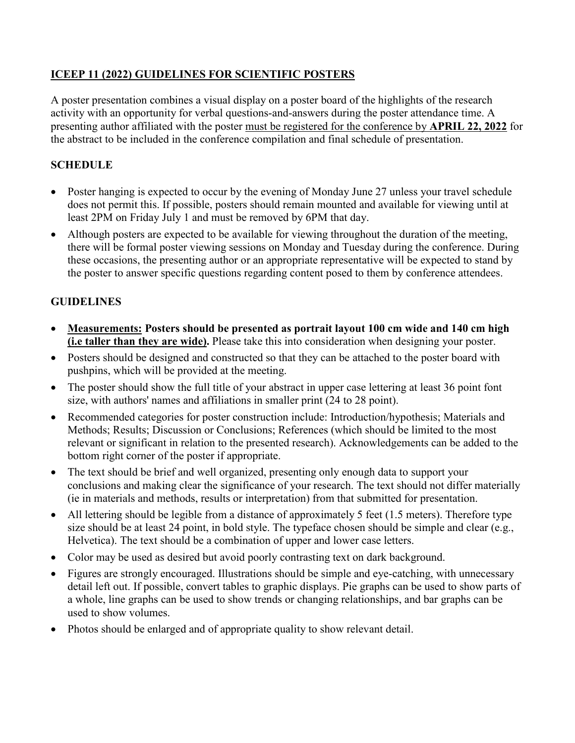# ICEEP 11 (2022) GUIDELINES FOR SCIENTIFIC POSTERS

A poster presentation combines a visual display on a poster board of the highlights of the research activity with an opportunity for verbal questions-and-answers during the poster attendance time. A presenting author affiliated with the poster must be registered for the conference by **APRIL 22, 2022** for the abstract to be included in the conference compilation and final schedule of presentation.

## SCHEDULE

- Poster hanging is expected to occur by the evening of Monday June 27 unless your travel schedule does not permit this. If possible, posters should remain mounted and available for viewing until at least 2PM on Friday July 1 and must be removed by 6PM that day.
- Although posters are expected to be available for viewing throughout the duration of the meeting, there will be formal poster viewing sessions on Monday and Tuesday during the conference. During these occasions, the presenting author or an appropriate representative will be expected to stand by the poster to answer specific questions regarding content posed to them by conference attendees.

## GUIDELINES

- **Measurements: Posters should be presented as portrait layout 100 cm wide and 140 cm high (i.e taller than they are wide).** Please take this into consideration when designing your poster.
- Posters should be designed and constructed so that they can be attached to the poster board with pushpins, which will be provided at the meeting.
- The poster should show the full title of your abstract in upper case lettering at least 36 point font size, with authors' names and affiliations in smaller print (24 to 28 point).
- Recommended categories for poster construction include: Introduction/hypothesis; Materials and Methods; Results; Discussion or Conclusions; References (which should be limited to the most relevant or significant in relation to the presented research). Acknowledgements can be added to the bottom right corner of the poster if appropriate.
- The text should be brief and well organized, presenting only enough data to support your conclusions and making clear the significance of your research. The text should not differ materially (ie in materials and methods, results or interpretation) from that submitted for presentation.
- All lettering should be legible from a distance of approximately 5 feet (1.5 meters). Therefore type size should be at least 24 point, in bold style. The typeface chosen should be simple and clear (e.g., Helvetica). The text should be a combination of upper and lower case letters.
- Color may be used as desired but avoid poorly contrasting text on dark background.
- Figures are strongly encouraged. Illustrations should be simple and eye-catching, with unnecessary detail left out. If possible, convert tables to graphic displays. Pie graphs can be used to show parts of a whole, line graphs can be used to show trends or changing relationships, and bar graphs can be used to show volumes.
- Photos should be enlarged and of appropriate quality to show relevant detail.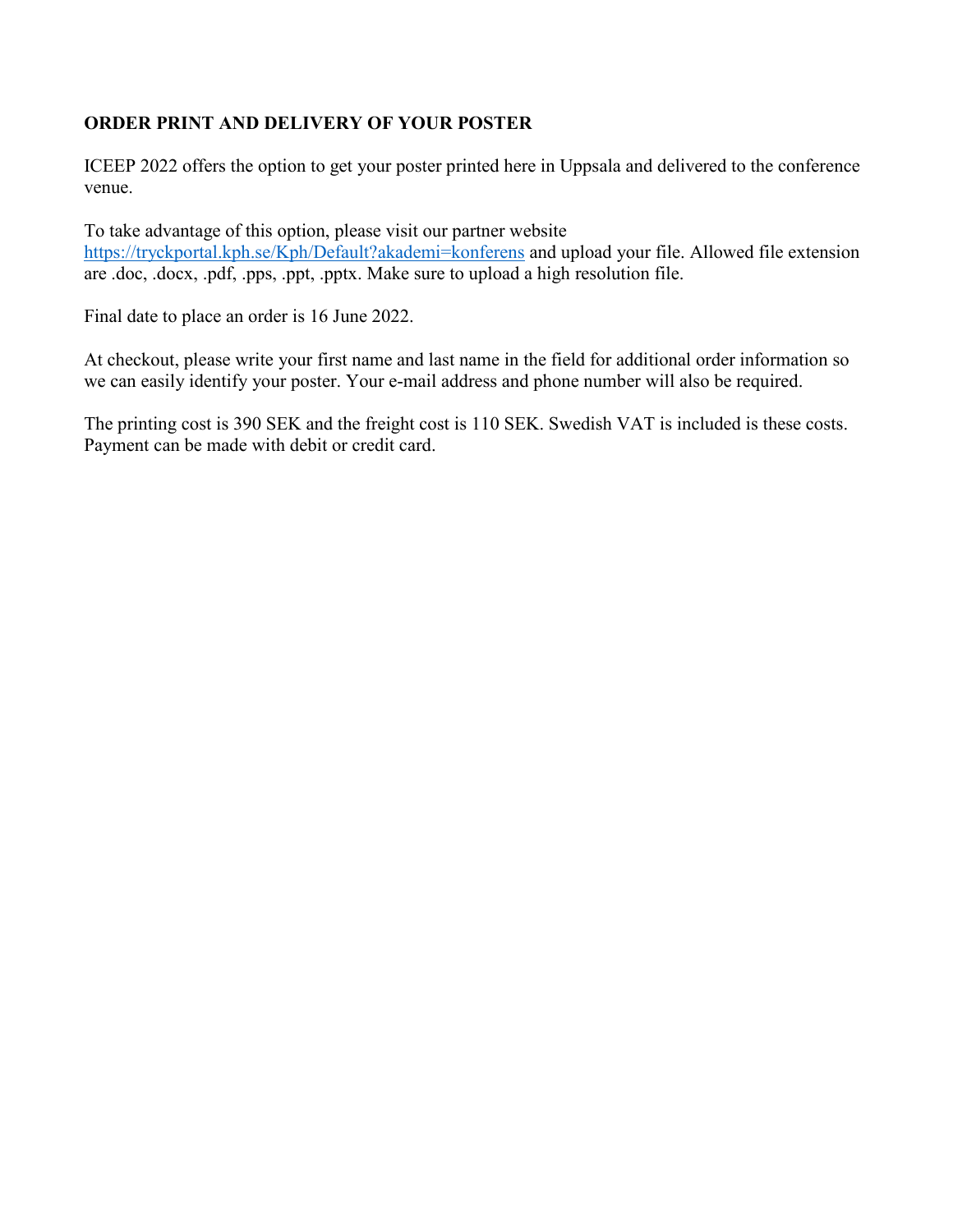**ORDER PRINT AND DELIVERY OF YOUR POSTER**

ICEEP 2022 offers the option to get your poster printed here in Uppsala and delivered to the conference venue.

To take advantage of this option, please visit our partner website https://tryckportal.kph.se/Kph/Default?akademi=konferens and upload your file. Allowed file extension are .doc, .docx, .pdf, .pps, .ppt, .pptx. Make sure to upload a high resolution file.

Final date to place an order is 16 June 2022.

At checkout, please write your first name and last name in the field for additional order information so we can easily identify your poster. Your e-mail address and phone number will also be required.

The printing cost is 390 SEK and the freight cost is 110 SEK. Swedish VAT is included is these costs. Payment can be made with debit or credit card.